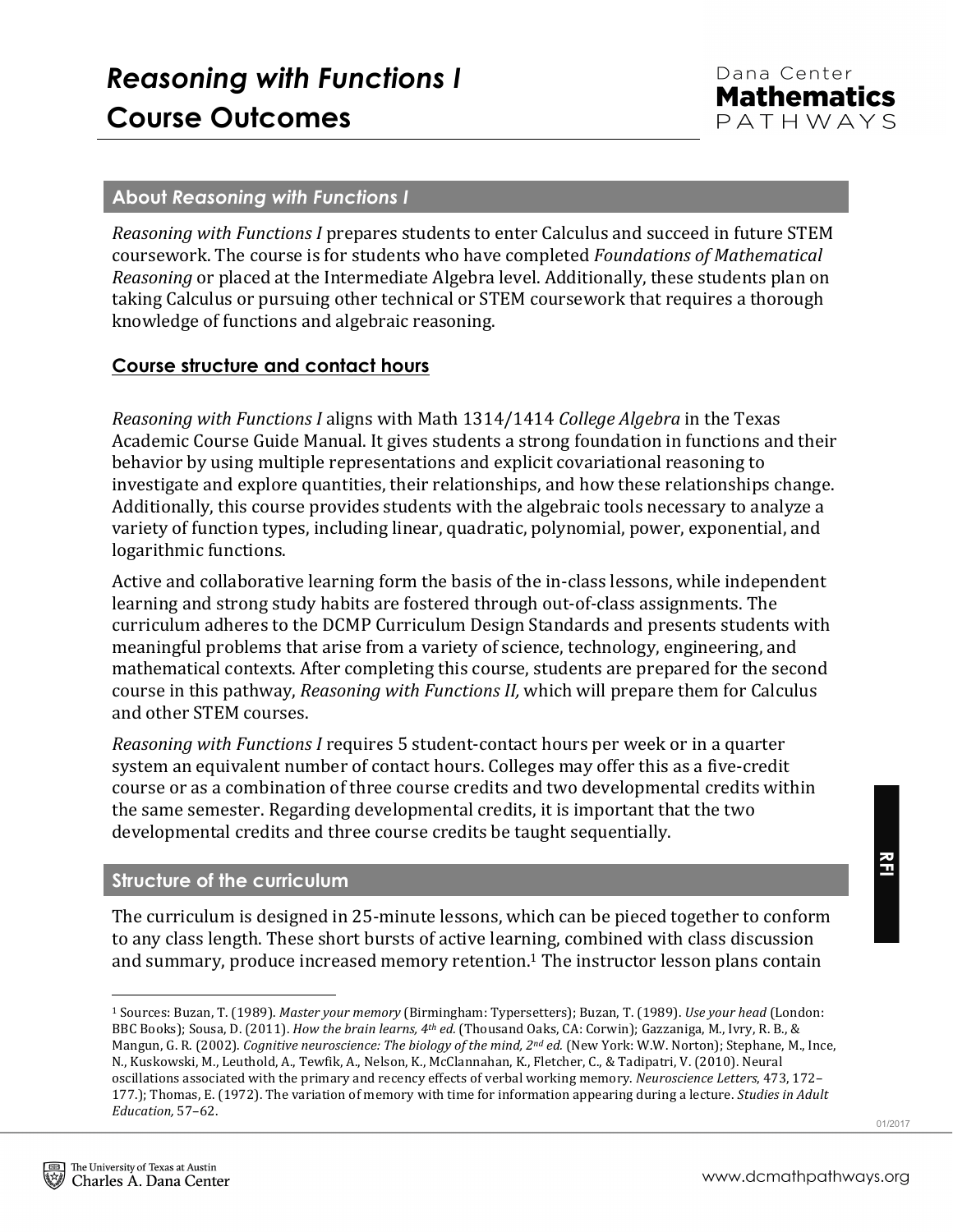# *Reasoning with Functions I*
# Course Outcomes

## About *Reasoning with Functions I*

*Reasoning with Functions I* prepares students to enter Calculus and succeed in future STEM coursework. The course is for students who have completed *Foundations of Mathematical Reasoning* or placed at the Intermediate Algebra level. Additionally, these students plan on taking Calculus or pursuing other technical or STEM coursework that requires a thorough knowledge of functions and algebraic reasoning.

### Course structure and contact hours

*Reasoning with Functions I* aligns with Math 1314/1414 *College Algebra* in the Texas Academic Course Guide Manual. It gives students a strong foundation in functions and their behavior by using multiple representations and explicit covariational reasoning to investigate and explore quantities, their relationships, and how these relationships change. Additionally, this course provides students with the algebraic tools necessary to analyze a variety of function types, including linear, quadratic, polynomial, power, exponential, and logarithmic functions.

Active and collaborative learning form the basis of the in-class lessons, while independent learning and strong study habits are fostered through out-of-class assignments. The curriculum adheres to the DCMP Curriculum Design Standards and presents students with meaningful problems that arise from a variety of science, technology, engineering, and mathematical contexts. After completing this course, students are prepared for the second course in this pathway, *Reasoning with Functions II,* which will prepare them for Calculus and other STEM courses.

*Reasoning with Functions I* requires 5 student-contact hours per week or in a quarter system an equivalent number of contact hours. Colleges may offer this as a five-credit course or as a combination of three course credits and two developmental credits within the same semester. Regarding developmental credits, it is important that the two developmental credits and three course credits be taught sequentially.

## Structure of the curriculum

The curriculum is designed in 25-minute lessons, which can be pieced together to conform to any class length. These short bursts of active learning, combined with class discussion and summary, produce increased memory retention.[1] The instructor lesson plans contain

---

[1] Sources: Buzan, T. (1989). *Master your memory* (Birmingham: Typersetters); Buzan, T. (1989). *Use your head* (London: BBC Books); Sousa, D. (2011). *How the brain learns, 4th ed.* (Thousand Oaks, CA: Corwin); Gazzaniga, M., Ivry, R. B., & Mangun, G. R. (2002). *Cognitive neuroscience: The biology of the mind, 2nd ed.* (New York: W.W. Norton); Stephane, M., Ince, N., Kuskowski, M., Leuthold, A., Tewfik, A., Nelson, K., McClannahan, K., Fletcher, C., & Tadipatri, V. (2010). Neural oscillations associated with the primary and recency effects of verbal working memory. *Neuroscience Letters*, 473, 172–177.); Thomas, E. (1972). The variation of memory with time for information appearing during a lecture. *Studies in Adult Education,* 57–62.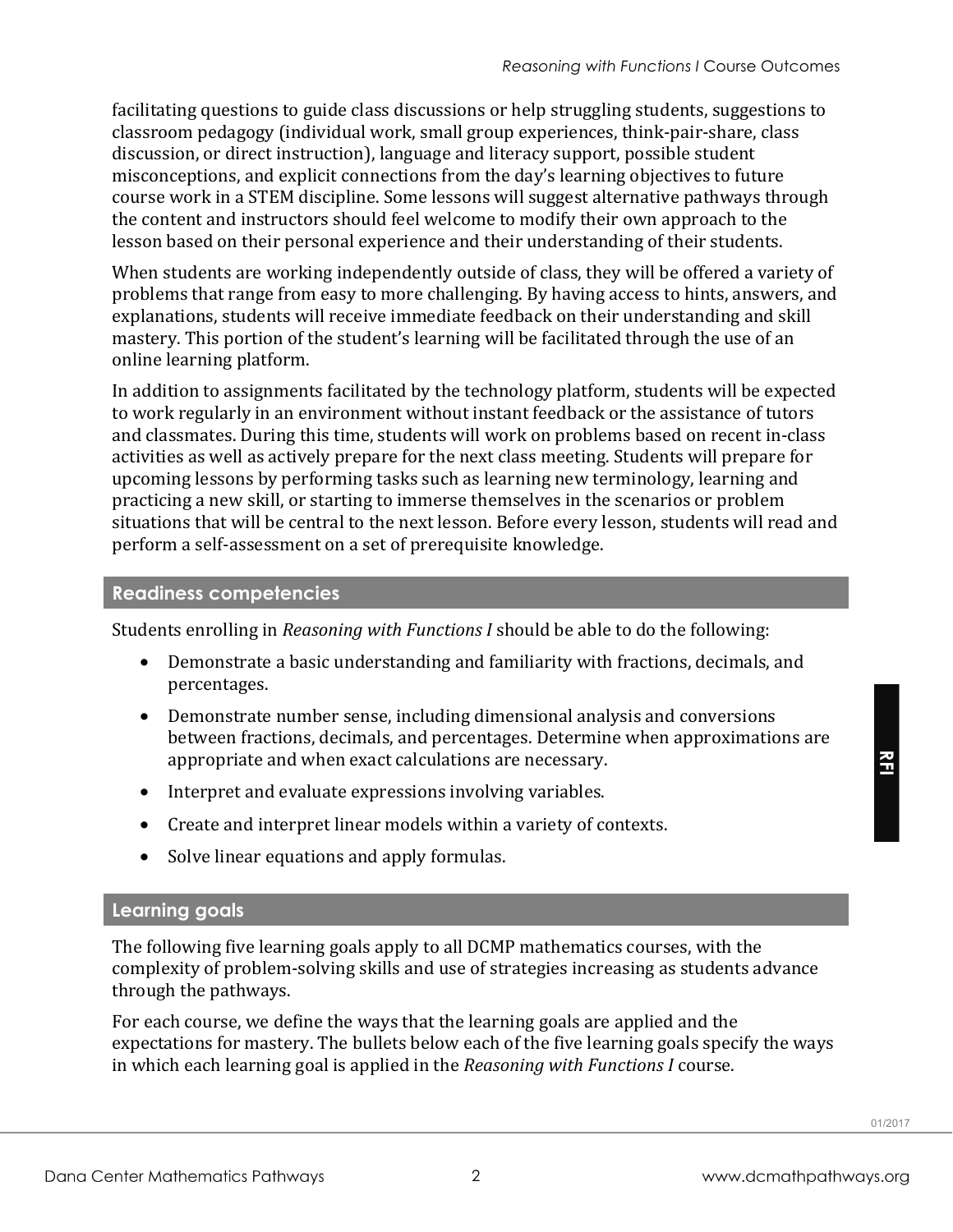facilitating questions to guide class discussions or help struggling students, suggestions to classroom pedagogy (individual work, small group experiences, think-pair-share, class discussion, or direct instruction), language and literacy support, possible student misconceptions, and explicit connections from the day's learning objectives to future course work in a STEM discipline. Some lessons will suggest alternative pathways through the content and instructors should feel welcome to modify their own approach to the lesson based on their personal experience and their understanding of their students.

When students are working independently outside of class, they will be offered a variety of problems that range from easy to more challenging. By having access to hints, answers, and explanations, students will receive immediate feedback on their understanding and skill mastery. This portion of the student's learning will be facilitated through the use of an online learning platform.

In addition to assignments facilitated by the technology platform, students will be expected to work regularly in an environment without instant feedback or the assistance of tutors and classmates. During this time, students will work on problems based on recent in-class activities as well as actively prepare for the next class meeting. Students will prepare for upcoming lessons by performing tasks such as learning new terminology, learning and practicing a new skill, or starting to immerse themselves in the scenarios or problem situations that will be central to the next lesson. Before every lesson, students will read and perform a self-assessment on a set of prerequisite knowledge.

## Readiness competencies

Students enrolling in *Reasoning with Functions I* should be able to do the following:

- Demonstrate a basic understanding and familiarity with fractions, decimals, and percentages.
- Demonstrate number sense, including dimensional analysis and conversions between fractions, decimals, and percentages. Determine when approximations are appropriate and when exact calculations are necessary.
- Interpret and evaluate expressions involving variables.
- Create and interpret linear models within a variety of contexts.
- Solve linear equations and apply formulas.

## Learning goals

The following five learning goals apply to all DCMP mathematics courses, with the complexity of problem-solving skills and use of strategies increasing as students advance through the pathways.

For each course, we define the ways that the learning goals are applied and the expectations for mastery. The bullets below each of the five learning goals specify the ways in which each learning goal is applied in the *Reasoning with Functions I* course.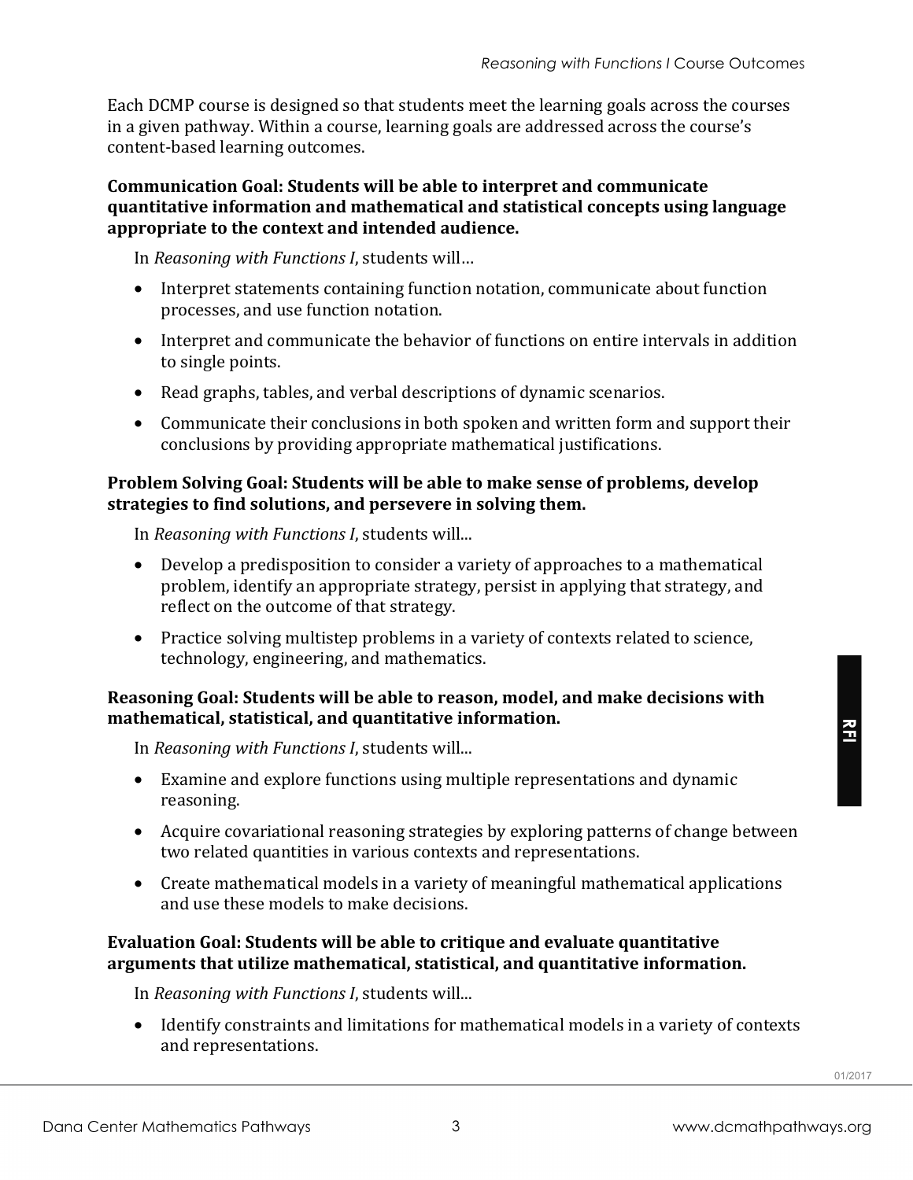Each DCMP course is designed so that students meet the learning goals across the courses in a given pathway. Within a course, learning goals are addressed across the course's content-based learning outcomes.

**Communication Goal: Students will be able to interpret and communicate quantitative information and mathematical and statistical concepts using language appropriate to the context and intended audience.**

In *Reasoning with Functions I*, students will…

- Interpret statements containing function notation, communicate about function processes, and use function notation.
- Interpret and communicate the behavior of functions on entire intervals in addition to single points.
- Read graphs, tables, and verbal descriptions of dynamic scenarios.
- Communicate their conclusions in both spoken and written form and support their conclusions by providing appropriate mathematical justifications.

**Problem Solving Goal: Students will be able to make sense of problems, develop strategies to find solutions, and persevere in solving them.**

In *Reasoning with Functions I*, students will...

- Develop a predisposition to consider a variety of approaches to a mathematical problem, identify an appropriate strategy, persist in applying that strategy, and reflect on the outcome of that strategy.
- Practice solving multistep problems in a variety of contexts related to science, technology, engineering, and mathematics.

**Reasoning Goal: Students will be able to reason, model, and make decisions with mathematical, statistical, and quantitative information.**

In *Reasoning with Functions I*, students will...

- Examine and explore functions using multiple representations and dynamic reasoning.
- Acquire covariational reasoning strategies by exploring patterns of change between two related quantities in various contexts and representations.
- Create mathematical models in a variety of meaningful mathematical applications and use these models to make decisions.

**Evaluation Goal: Students will be able to critique and evaluate quantitative arguments that utilize mathematical, statistical, and quantitative information.**

In *Reasoning with Functions I*, students will...

- Identify constraints and limitations for mathematical models in a variety of contexts and representations.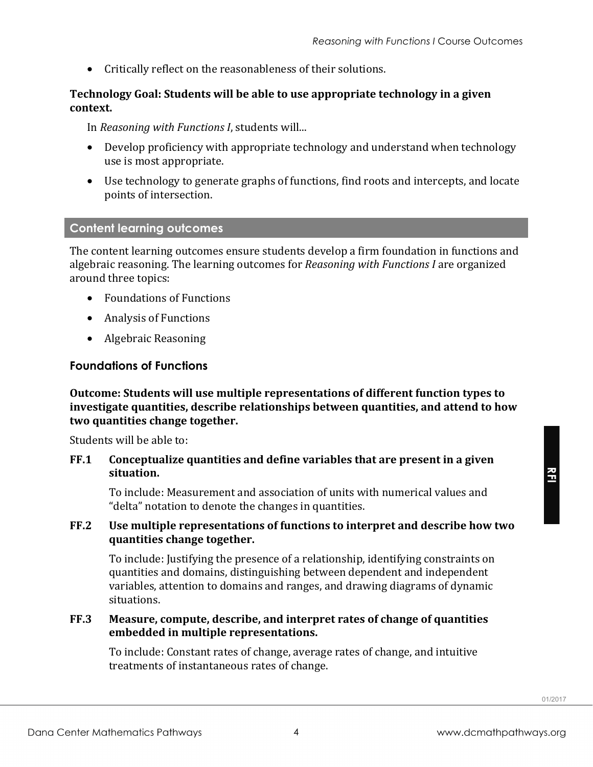- Critically reflect on the reasonableness of their solutions.

**Technology Goal: Students will be able to use appropriate technology in a given context.**

In *Reasoning with Functions I*, students will...

- Develop proficiency with appropriate technology and understand when technology use is most appropriate.
- Use technology to generate graphs of functions, find roots and intercepts, and locate points of intersection.

## Content learning outcomes

The content learning outcomes ensure students develop a firm foundation in functions and algebraic reasoning. The learning outcomes for *Reasoning with Functions I* are organized around three topics:

- Foundations of Functions
- Analysis of Functions
- Algebraic Reasoning

### Foundations of Functions

**Outcome: Students will use multiple representations of different function types to investigate quantities, describe relationships between quantities, and attend to how two quantities change together.**

Students will be able to:

**FF.1 Conceptualize quantities and define variables that are present in a given situation.**

To include: Measurement and association of units with numerical values and "delta" notation to denote the changes in quantities.

**FF.2 Use multiple representations of functions to interpret and describe how two quantities change together.**

To include: Justifying the presence of a relationship, identifying constraints on quantities and domains, distinguishing between dependent and independent variables, attention to domains and ranges, and drawing diagrams of dynamic situations.

**FF.3 Measure, compute, describe, and interpret rates of change of quantities embedded in multiple representations.**

To include: Constant rates of change, average rates of change, and intuitive treatments of instantaneous rates of change.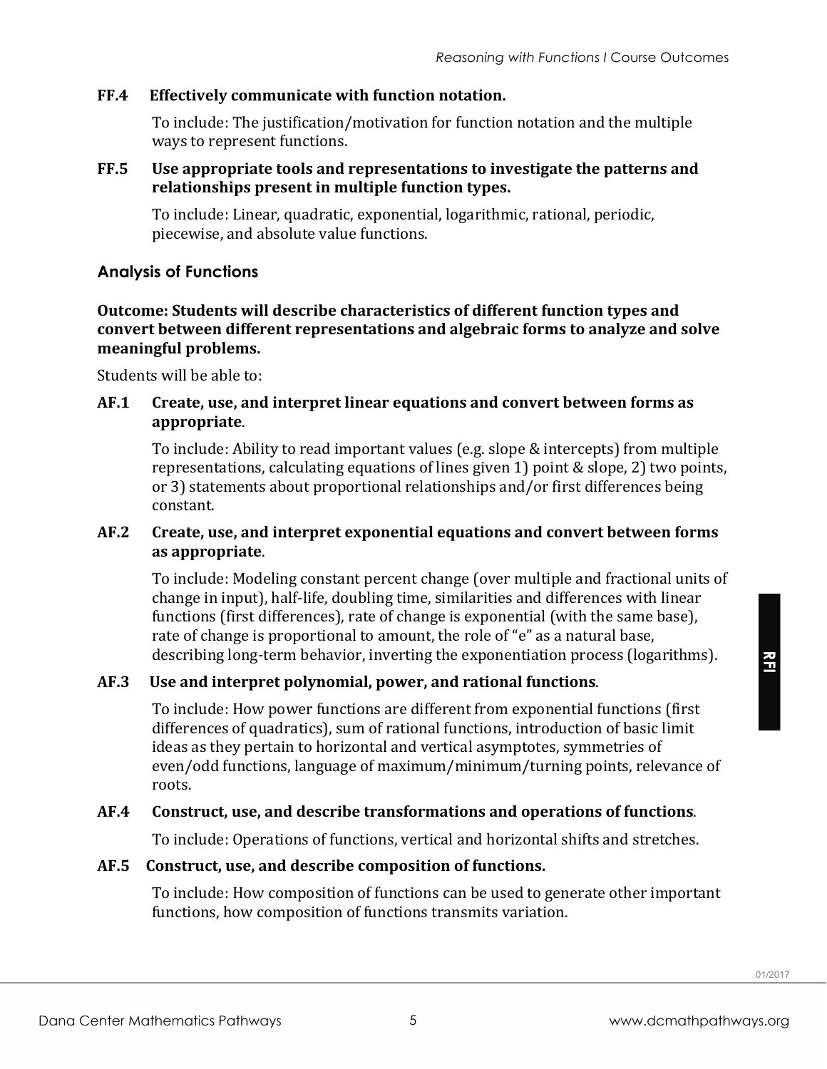**FF.4 Effectively communicate with function notation.**

To include: The justification/motivation for function notation and the multiple ways to represent functions.

**FF.5 Use appropriate tools and representations to investigate the patterns and relationships present in multiple function types.**

To include: Linear, quadratic, exponential, logarithmic, rational, periodic, piecewise, and absolute value functions.

## Analysis of Functions

**Outcome: Students will describe characteristics of different function types and convert between different representations and algebraic forms to analyze and solve meaningful problems.**

Students will be able to:

**AF.1 Create, use, and interpret linear equations and convert between forms as appropriate**.

To include: Ability to read important values (e.g. slope & intercepts) from multiple representations, calculating equations of lines given 1) point & slope, 2) two points, or 3) statements about proportional relationships and/or first differences being constant.

**AF.2 Create, use, and interpret exponential equations and convert between forms as appropriate**.

To include: Modeling constant percent change (over multiple and fractional units of change in input), half-life, doubling time, similarities and differences with linear functions (first differences), rate of change is exponential (with the same base), rate of change is proportional to amount, the role of "e" as a natural base, describing long-term behavior, inverting the exponentiation process (logarithms).

**AF.3 Use and interpret polynomial, power, and rational functions**.

To include: How power functions are different from exponential functions (first differences of quadratics), sum of rational functions, introduction of basic limit ideas as they pertain to horizontal and vertical asymptotes, symmetries of even/odd functions, language of maximum/minimum/turning points, relevance of roots.

**AF.4 Construct, use, and describe transformations and operations of functions**.

To include: Operations of functions, vertical and horizontal shifts and stretches.

**AF.5 Construct, use, and describe composition of functions.**

To include: How composition of functions can be used to generate other important functions, how composition of functions transmits variation.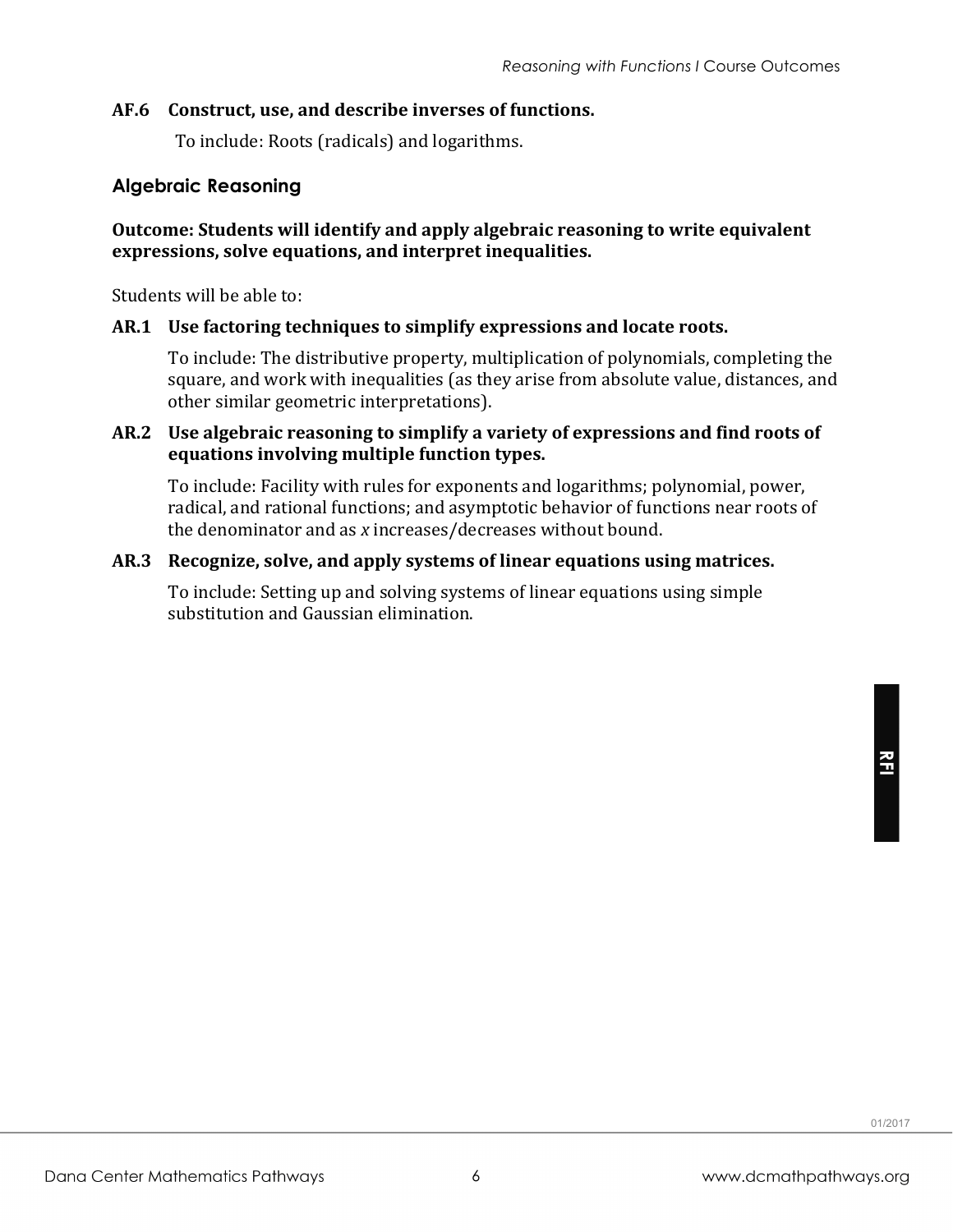**AF.6 Construct, use, and describe inverses of functions.**

To include: Roots (radicals) and logarithms.

### Algebraic Reasoning

**Outcome: Students will identify and apply algebraic reasoning to write equivalent expressions, solve equations, and interpret inequalities.**

Students will be able to:

**AR.1 Use factoring techniques to simplify expressions and locate roots.**

To include: The distributive property, multiplication of polynomials, completing the square, and work with inequalities (as they arise from absolute value, distances, and other similar geometric interpretations).

**AR.2 Use algebraic reasoning to simplify a variety of expressions and find roots of equations involving multiple function types.**

To include: Facility with rules for exponents and logarithms; polynomial, power, radical, and rational functions; and asymptotic behavior of functions near roots of the denominator and as $x$ increases/decreases without bound.

**AR.3 Recognize, solve, and apply systems of linear equations using matrices.**

To include: Setting up and solving systems of linear equations using simple substitution and Gaussian elimination.